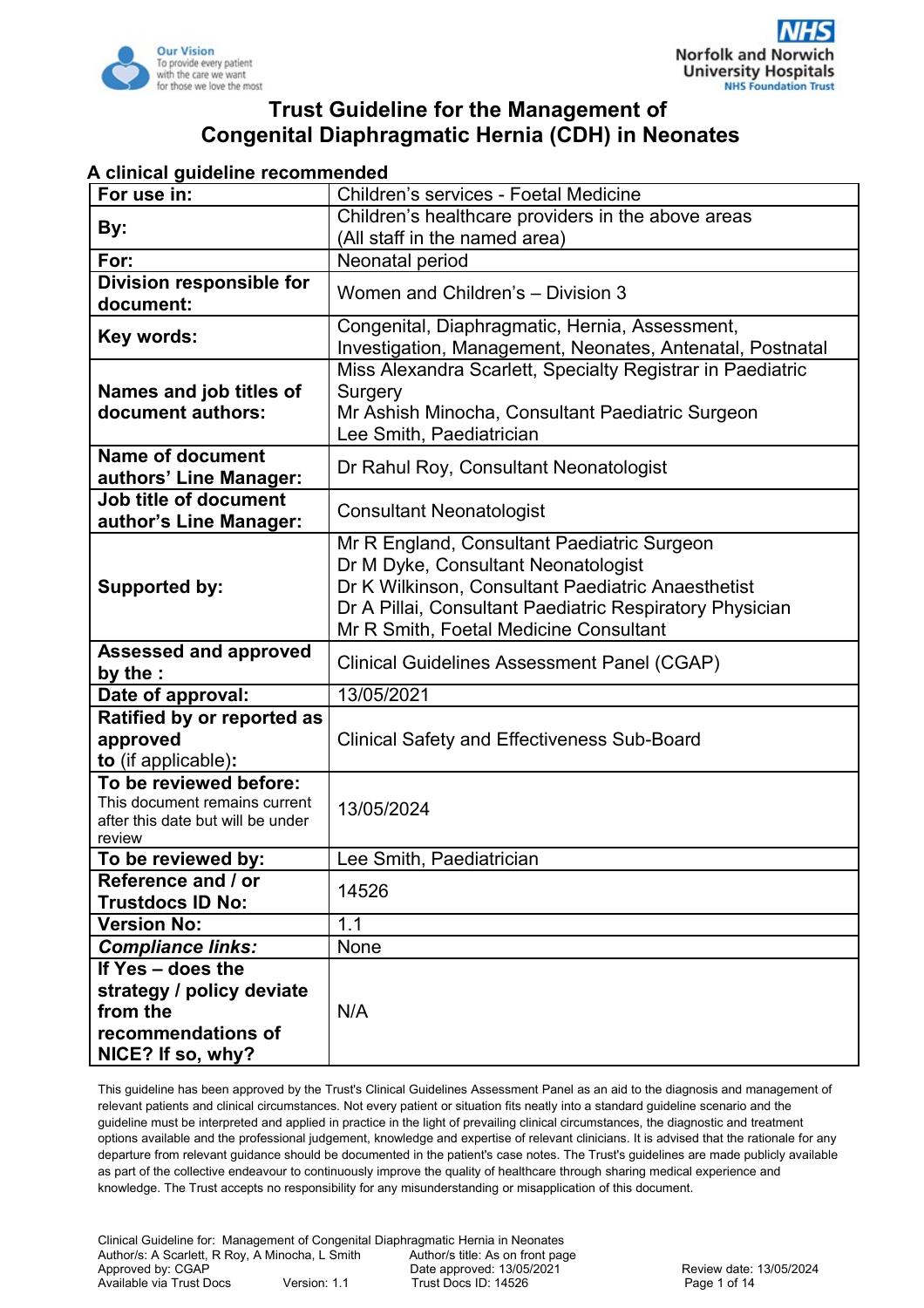Our Vision
To provide every patient with the care we want for those we love the most

NHS
Norfolk and Norwich University Hospitals
NHS Foundation Trust

# Trust Guideline for the Management of Congenital Diaphragmatic Hernia (CDH) in Neonates

**A clinical guideline recommended**

| | |
|---|---|
| **For use in:** | Children's services - Foetal Medicine |
| **By:** | Children's healthcare providers in the above areas (All staff in the named area) |
| **For:** | Neonatal period |
| **Division responsible for document:** | Women and Children's – Division 3 |
| **Key words:** | Congenital, Diaphragmatic, Hernia, Assessment, Investigation, Management, Neonates, Antenatal, Postnatal |
| **Names and job titles of document authors:** | Miss Alexandra Scarlett, Specialty Registrar in Paediatric Surgery<br>Mr Ashish Minocha, Consultant Paediatric Surgeon<br>Lee Smith, Paediatrician |
| **Name of document authors' Line Manager:** | Dr Rahul Roy, Consultant Neonatologist |
| **Job title of document author's Line Manager:** | Consultant Neonatologist |
| **Supported by:** | Mr R England, Consultant Paediatric Surgeon<br>Dr M Dyke, Consultant Neonatologist<br>Dr K Wilkinson, Consultant Paediatric Anaesthetist<br>Dr A Pillai, Consultant Paediatric Respiratory Physician<br>Mr R Smith, Foetal Medicine Consultant |
| **Assessed and approved by the :** | Clinical Guidelines Assessment Panel (CGAP) |
| **Date of approval:** | 13/05/2021 |
| **Ratified by or reported as approved to** (if applicable)**:** | Clinical Safety and Effectiveness Sub-Board |
| **To be reviewed before:** This document remains current after this date but will be under review | 13/05/2024 |
| **To be reviewed by:** | Lee Smith, Paediatrician |
| **Reference and / or Trustdocs ID No:** | 14526 |
| **Version No:** | 1.1 |
| ***Compliance links:*** | None |
| **If Yes – does the strategy / policy deviate from the recommendations of NICE? If so, why?** | N/A |

This guideline has been approved by the Trust's Clinical Guidelines Assessment Panel as an aid to the diagnosis and management of relevant patients and clinical circumstances. Not every patient or situation fits neatly into a standard guideline scenario and the guideline must be interpreted and applied in practice in the light of prevailing clinical circumstances, the diagnostic and treatment options available and the professional judgement, knowledge and expertise of relevant clinicians. It is advised that the rationale for any departure from relevant guidance should be documented in the patient's case notes. The Trust's guidelines are made publicly available as part of the collective endeavour to continuously improve the quality of healthcare through sharing medical experience and knowledge. The Trust accepts no responsibility for any misunderstanding or misapplication of this document.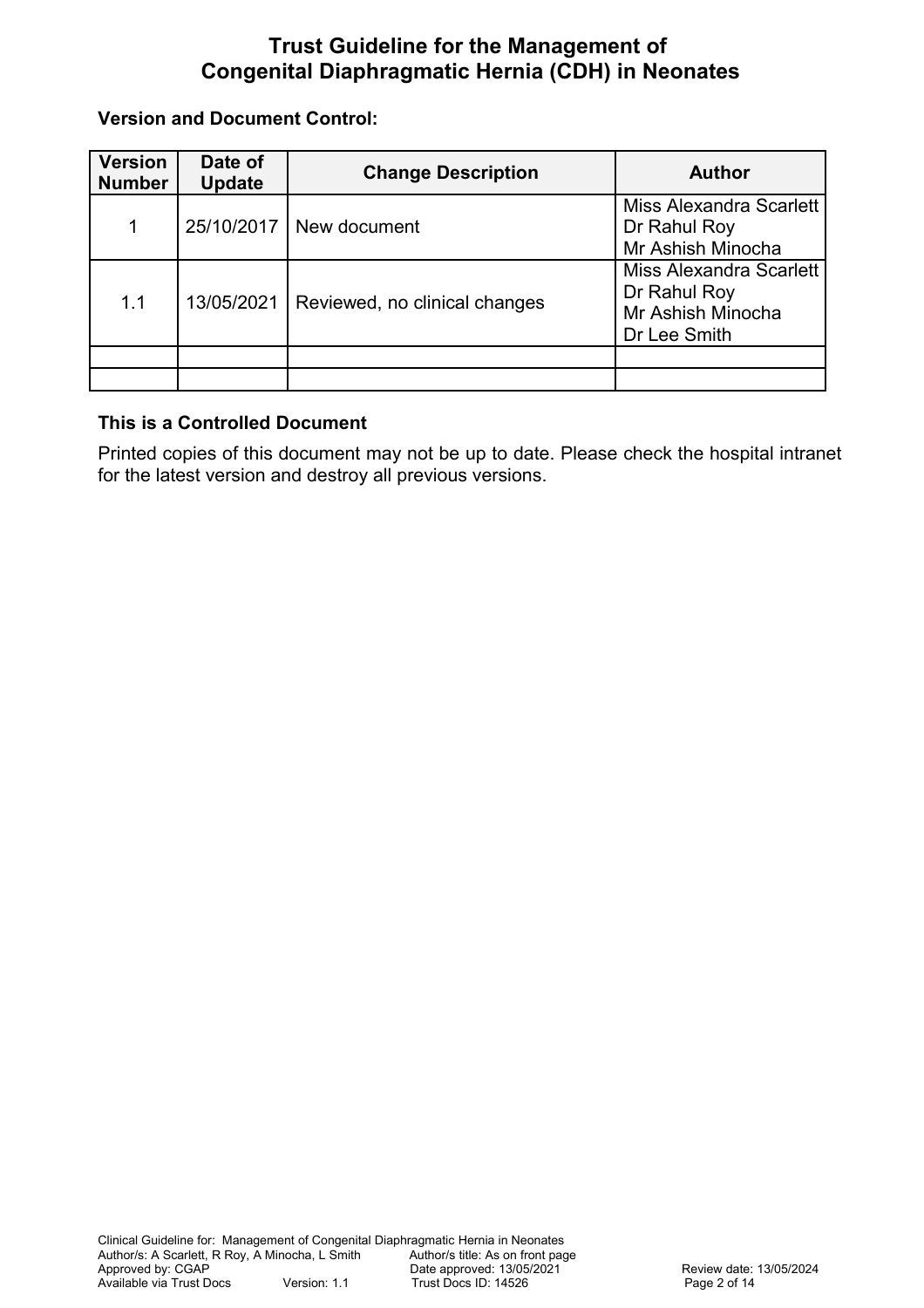# Trust Guideline for the Management of Congenital Diaphragmatic Hernia (CDH) in Neonates

**Version and Document Control:**

| Version Number | Date of Update | Change Description | Author |
|---|---|---|---|
| 1 | 25/10/2017 | New document | Miss Alexandra Scarlett<br>Dr Rahul Roy<br>Mr Ashish Minocha |
| 1.1 | 13/05/2021 | Reviewed, no clinical changes | Miss Alexandra Scarlett<br>Dr Rahul Roy<br>Mr Ashish Minocha<br>Dr Lee Smith |
| | | | |
| | | | |

**This is a Controlled Document**

Printed copies of this document may not be up to date. Please check the hospital intranet for the latest version and destroy all previous versions.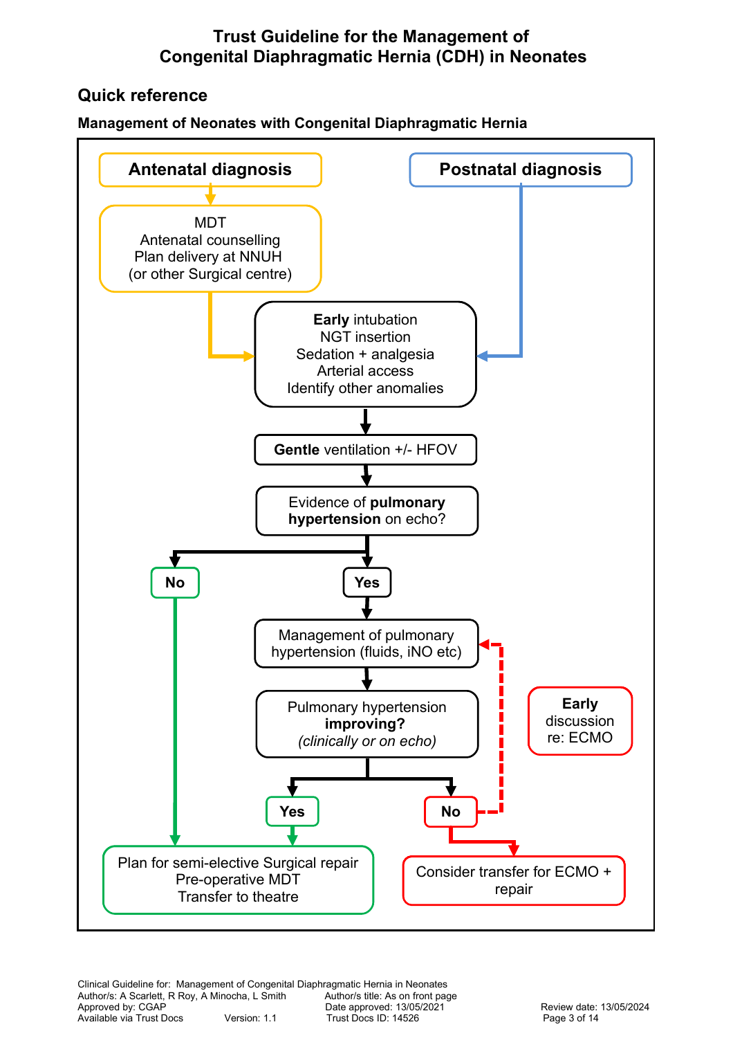# Trust Guideline for the Management of Congenital Diaphragmatic Hernia (CDH) in Neonates

## Quick reference

### Management of Neonates with Congenital Diaphragmatic Hernia

**Antenatal diagnosis**
→ MDT
Antenatal counselling
Plan delivery at NNUH
(or other Surgical centre)
→ (to Early intubation box)

**Postnatal diagnosis**
→ (to Early intubation box)

**Early** intubation
NGT insertion
Sedation + analgesia
Arterial access
Identify other anomalies

↓

**Gentle** ventilation +/- HFOV

↓

Evidence of **pulmonary hypertension** on echo?

- **No** → Plan for semi-elective Surgical repair / Pre-operative MDT / Transfer to theatre
- **Yes** → Management of pulmonary hypertension (fluids, iNO etc)
  ↓
  Pulmonary hypertension **improving?**
  *(clinically or on echo)*
  - **Yes** → Plan for semi-elective Surgical repair / Pre-operative MDT / Transfer to theatre
  - **No** → Consider transfer for ECMO + repair (and return to Management of pulmonary hypertension)

**Early** discussion re: ECMO

Plan for semi-elective Surgical repair
Pre-operative MDT
Transfer to theatre

Consider transfer for ECMO + repair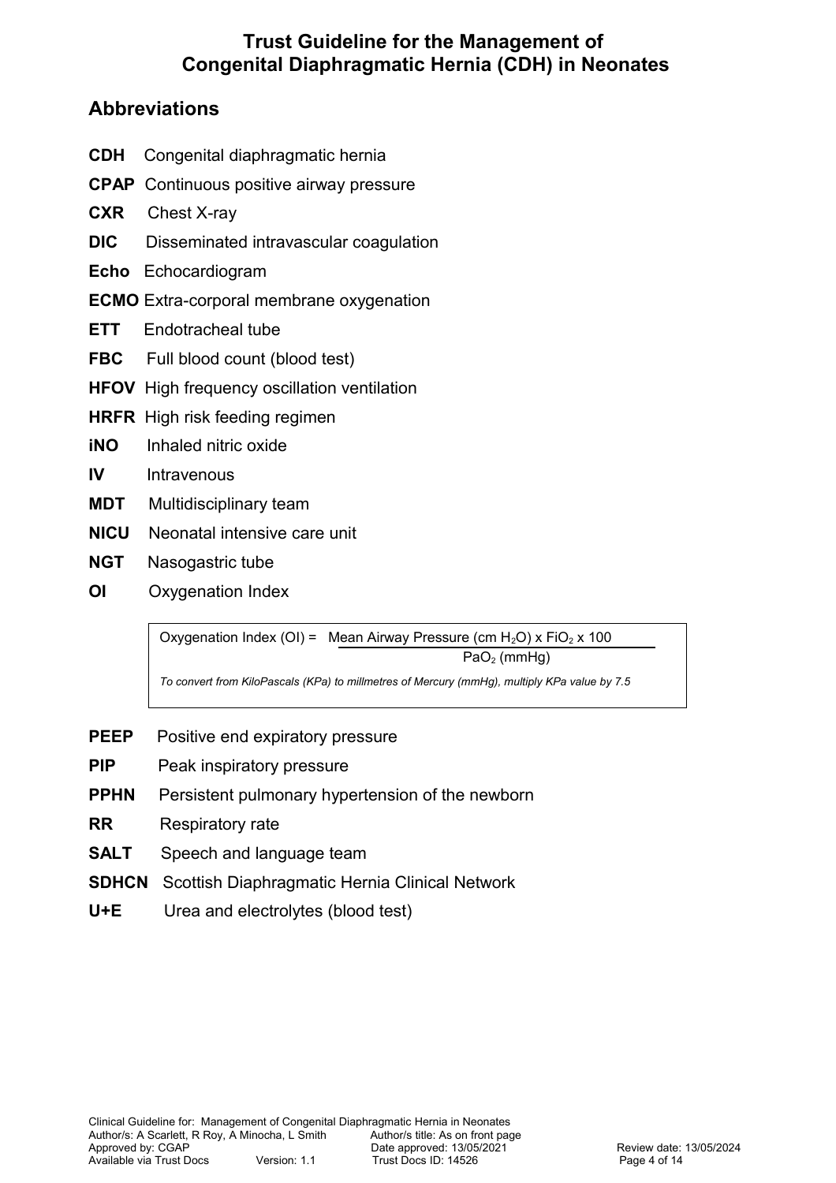# Trust Guideline for the Management of Congenital Diaphragmatic Hernia (CDH) in Neonates

## Abbreviations

**CDH** Congenital diaphragmatic hernia

**CPAP** Continuous positive airway pressure

**CXR** Chest X-ray

**DIC** Disseminated intravascular coagulation

**Echo** Echocardiogram

**ECMO** Extra-corporal membrane oxygenation

**ETT** Endotracheal tube

**FBC** Full blood count (blood test)

**HFOV** High frequency oscillation ventilation

**HRFR** High risk feeding regimen

**iNO** Inhaled nitric oxide

**IV** Intravenous

**MDT** Multidisciplinary team

**NICU** Neonatal intensive care unit

**NGT** Nasogastric tube

**OI** Oxygenation Index

$$\text{Oxygenation Index (OI)} = \frac{\text{Mean Airway Pressure (cm } H_2O\text{)} \times FiO_2 \times 100}{PaO_2 \text{ (mmHg)}}$$

*To convert from KiloPascals (KPa) to millmetres of Mercury (mmHg), multiply KPa value by 7.5*

**PEEP** Positive end expiratory pressure

**PIP** Peak inspiratory pressure

**PPHN** Persistent pulmonary hypertension of the newborn

**RR** Respiratory rate

**SALT** Speech and language team

**SDHCN** Scottish Diaphragmatic Hernia Clinical Network

**U+E** Urea and electrolytes (blood test)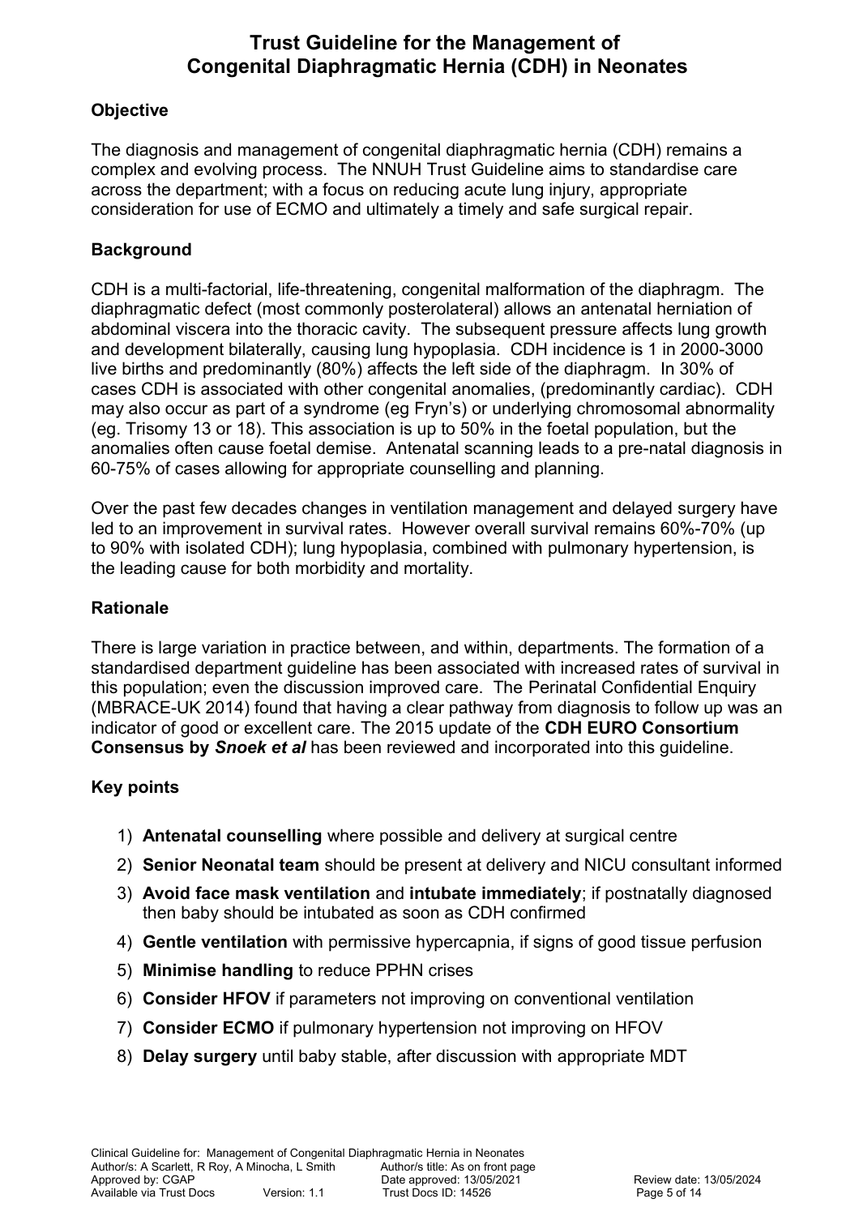# Trust Guideline for the Management of Congenital Diaphragmatic Hernia (CDH) in Neonates

## Objective

The diagnosis and management of congenital diaphragmatic hernia (CDH) remains a complex and evolving process. The NNUH Trust Guideline aims to standardise care across the department; with a focus on reducing acute lung injury, appropriate consideration for use of ECMO and ultimately a timely and safe surgical repair.

## Background

CDH is a multi-factorial, life-threatening, congenital malformation of the diaphragm. The diaphragmatic defect (most commonly posterolateral) allows an antenatal herniation of abdominal viscera into the thoracic cavity. The subsequent pressure affects lung growth and development bilaterally, causing lung hypoplasia. CDH incidence is 1 in 2000-3000 live births and predominantly (80%) affects the left side of the diaphragm. In 30% of cases CDH is associated with other congenital anomalies, (predominantly cardiac). CDH may also occur as part of a syndrome (eg Fryn's) or underlying chromosomal abnormality (eg. Trisomy 13 or 18). This association is up to 50% in the foetal population, but the anomalies often cause foetal demise. Antenatal scanning leads to a pre-natal diagnosis in 60-75% of cases allowing for appropriate counselling and planning.

Over the past few decades changes in ventilation management and delayed surgery have led to an improvement in survival rates. However overall survival remains 60%-70% (up to 90% with isolated CDH); lung hypoplasia, combined with pulmonary hypertension, is the leading cause for both morbidity and mortality.

## Rationale

There is large variation in practice between, and within, departments. The formation of a standardised department guideline has been associated with increased rates of survival in this population; even the discussion improved care. The Perinatal Confidential Enquiry (MBRACE-UK 2014) found that having a clear pathway from diagnosis to follow up was an indicator of good or excellent care. The 2015 update of the **CDH EURO Consortium Consensus by *Snoek et al*** has been reviewed and incorporated into this guideline.

## Key points

1) **Antenatal counselling** where possible and delivery at surgical centre
2) **Senior Neonatal team** should be present at delivery and NICU consultant informed
3) **Avoid face mask ventilation** and **intubate immediately**; if postnatally diagnosed then baby should be intubated as soon as CDH confirmed
4) **Gentle ventilation** with permissive hypercapnia, if signs of good tissue perfusion
5) **Minimise handling** to reduce PPHN crises
6) **Consider HFOV** if parameters not improving on conventional ventilation
7) **Consider ECMO** if pulmonary hypertension not improving on HFOV
8) **Delay surgery** until baby stable, after discussion with appropriate MDT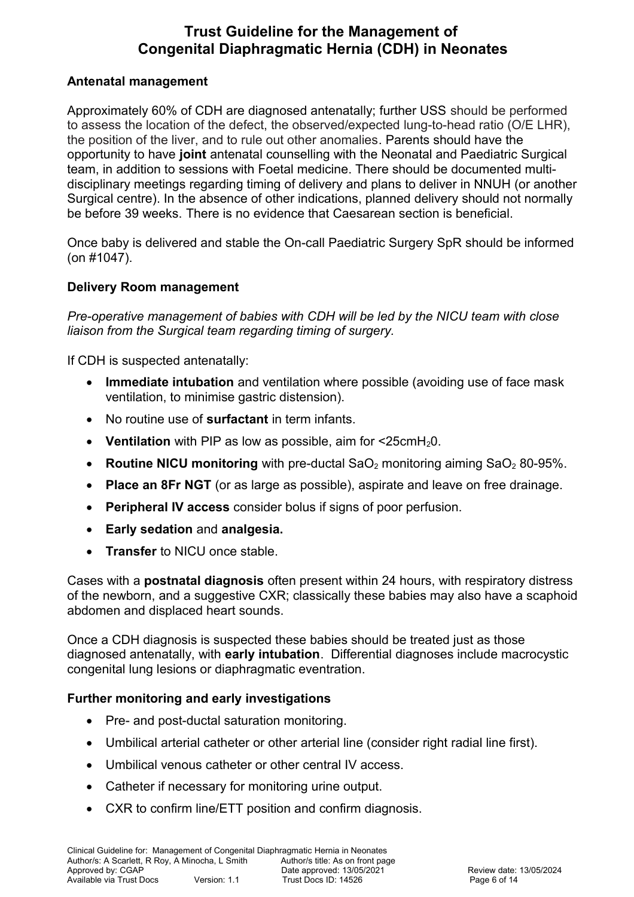# Trust Guideline for the Management of Congenital Diaphragmatic Hernia (CDH) in Neonates

### Antenatal management

Approximately 60% of CDH are diagnosed antenatally; further USS should be performed to assess the location of the defect, the observed/expected lung-to-head ratio (O/E LHR), the position of the liver, and to rule out other anomalies. Parents should have the opportunity to have **joint** antenatal counselling with the Neonatal and Paediatric Surgical team, in addition to sessions with Foetal medicine. There should be documented multi-disciplinary meetings regarding timing of delivery and plans to deliver in NNUH (or another Surgical centre). In the absence of other indications, planned delivery should not normally be before 39 weeks. There is no evidence that Caesarean section is beneficial.

Once baby is delivered and stable the On-call Paediatric Surgery SpR should be informed (on #1047).

### Delivery Room management

*Pre-operative management of babies with CDH will be led by the NICU team with close liaison from the Surgical team regarding timing of surgery.*

If CDH is suspected antenatally:

- **Immediate intubation** and ventilation where possible (avoiding use of face mask ventilation, to minimise gastric distension).
- No routine use of **surfactant** in term infants.
- **Ventilation** with PIP as low as possible, aim for <25cmH$_2$0.
- **Routine NICU monitoring** with pre-ductal SaO$_2$ monitoring aiming SaO$_2$ 80-95%.
- **Place an 8Fr NGT** (or as large as possible), aspirate and leave on free drainage.
- **Peripheral IV access** consider bolus if signs of poor perfusion.
- **Early sedation** and **analgesia.**
- **Transfer** to NICU once stable.

Cases with a **postnatal diagnosis** often present within 24 hours, with respiratory distress of the newborn, and a suggestive CXR; classically these babies may also have a scaphoid abdomen and displaced heart sounds.

Once a CDH diagnosis is suspected these babies should be treated just as those diagnosed antenatally, with **early intubation**. Differential diagnoses include macrocystic congenital lung lesions or diaphragmatic eventration.

### Further monitoring and early investigations

- Pre- and post-ductal saturation monitoring.
- Umbilical arterial catheter or other arterial line (consider right radial line first).
- Umbilical venous catheter or other central IV access.
- Catheter if necessary for monitoring urine output.
- CXR to confirm line/ETT position and confirm diagnosis.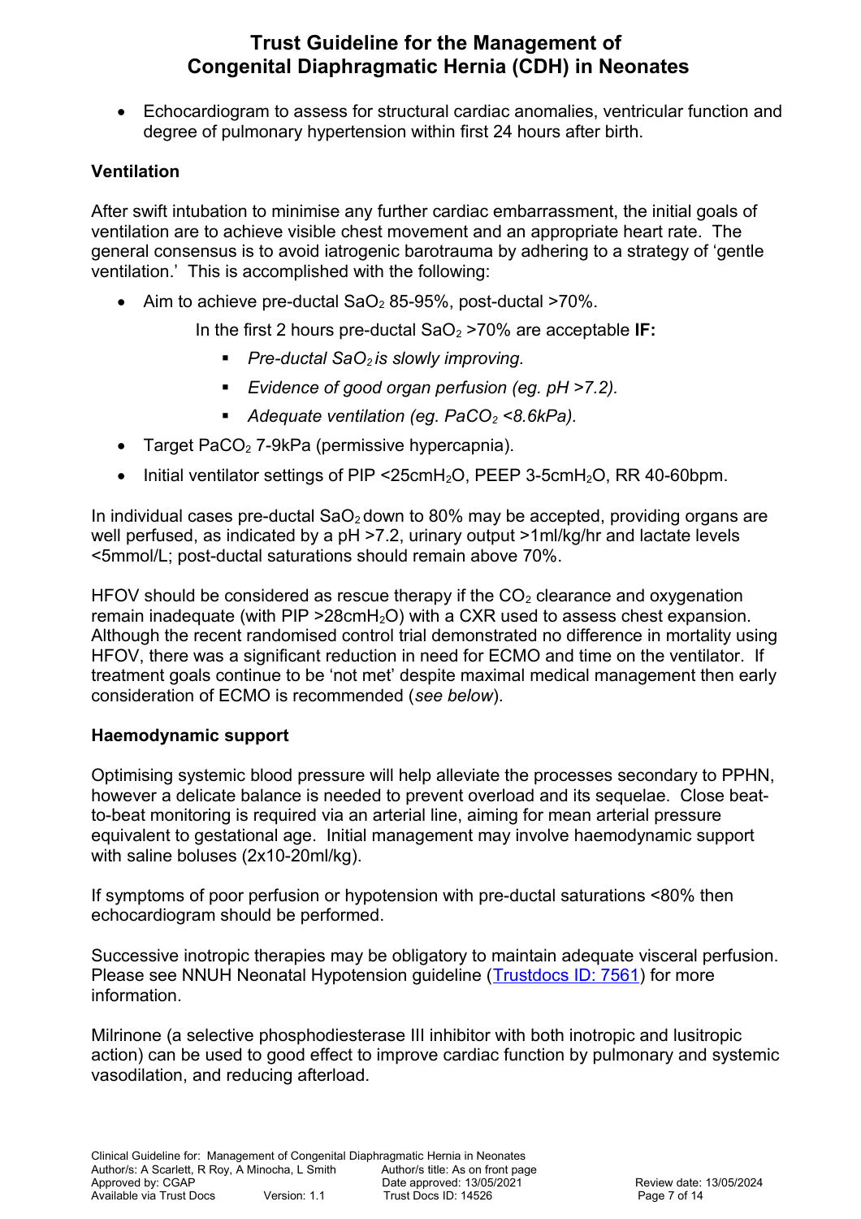- Echocardiogram to assess for structural cardiac anomalies, ventricular function and degree of pulmonary hypertension within first 24 hours after birth.

### Ventilation

After swift intubation to minimise any further cardiac embarrassment, the initial goals of ventilation are to achieve visible chest movement and an appropriate heart rate. The general consensus is to avoid iatrogenic barotrauma by adhering to a strategy of 'gentle ventilation.' This is accomplished with the following:

- Aim to achieve pre-ductal $SaO_2$ 85-95%, post-ductal >70%.

  In the first 2 hours pre-ductal $SaO_2$ >70% are acceptable **IF:**

  - *Pre-ductal $SaO_2$ is slowly improving.*
  - *Evidence of good organ perfusion (eg. pH >7.2).*
  - *Adequate ventilation (eg. $PaCO_2$ <8.6kPa).*

- Target $PaCO_2$ 7-9kPa (permissive hypercapnia).
- Initial ventilator settings of PIP <25cm$H_2O$, PEEP 3-5cm$H_2O$, RR 40-60bpm.

In individual cases pre-ductal $SaO_2$ down to 80% may be accepted, providing organs are well perfused, as indicated by a pH >7.2, urinary output >1ml/kg/hr and lactate levels <5mmol/L; post-ductal saturations should remain above 70%.

HFOV should be considered as rescue therapy if the $CO_2$ clearance and oxygenation remain inadequate (with PIP >28cm$H_2O$) with a CXR used to assess chest expansion. Although the recent randomised control trial demonstrated no difference in mortality using HFOV, there was a significant reduction in need for ECMO and time on the ventilator. If treatment goals continue to be 'not met' despite maximal medical management then early consideration of ECMO is recommended (*see below*).

### Haemodynamic support

Optimising systemic blood pressure will help alleviate the processes secondary to PPHN, however a delicate balance is needed to prevent overload and its sequelae. Close beat-to-beat monitoring is required via an arterial line, aiming for mean arterial pressure equivalent to gestational age. Initial management may involve haemodynamic support with saline boluses (2x10-20ml/kg).

If symptoms of poor perfusion or hypotension with pre-ductal saturations <80% then echocardiogram should be performed.

Successive inotropic therapies may be obligatory to maintain adequate visceral perfusion. Please see NNUH Neonatal Hypotension guideline (Trustdocs ID: 7561) for more information.

Milrinone (a selective phosphodiesterase III inhibitor with both inotropic and lusitropic action) can be used to good effect to improve cardiac function by pulmonary and systemic vasodilation, and reducing afterload.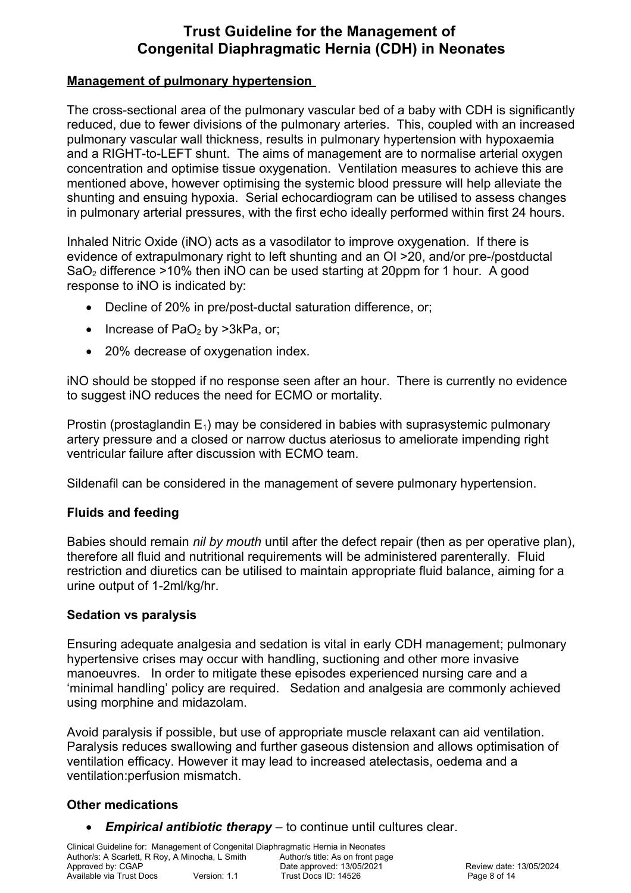## Management of pulmonary hypertension

The cross-sectional area of the pulmonary vascular bed of a baby with CDH is significantly reduced, due to fewer divisions of the pulmonary arteries. This, coupled with an increased pulmonary vascular wall thickness, results in pulmonary hypertension with hypoxaemia and a RIGHT-to-LEFT shunt. The aims of management are to normalise arterial oxygen concentration and optimise tissue oxygenation. Ventilation measures to achieve this are mentioned above, however optimising the systemic blood pressure will help alleviate the shunting and ensuing hypoxia. Serial echocardiogram can be utilised to assess changes in pulmonary arterial pressures, with the first echo ideally performed within first 24 hours.

Inhaled Nitric Oxide (iNO) acts as a vasodilator to improve oxygenation. If there is evidence of extrapulmonary right to left shunting and an OI >20, and/or pre-/postductal $SaO_2$ difference >10% then iNO can be used starting at 20ppm for 1 hour. A good response to iNO is indicated by:

- Decline of 20% in pre/post-ductal saturation difference, or;
- Increase of $PaO_2$ by >3kPa, or;
- 20% decrease of oxygenation index.

iNO should be stopped if no response seen after an hour. There is currently no evidence to suggest iNO reduces the need for ECMO or mortality.

Prostin (prostaglandin $E_1$) may be considered in babies with suprasystemic pulmonary artery pressure and a closed or narrow ductus ateriosus to ameliorate impending right ventricular failure after discussion with ECMO team.

Sildenafil can be considered in the management of severe pulmonary hypertension.

### Fluids and feeding

Babies should remain *nil by mouth* until after the defect repair (then as per operative plan), therefore all fluid and nutritional requirements will be administered parenterally. Fluid restriction and diuretics can be utilised to maintain appropriate fluid balance, aiming for a urine output of 1-2ml/kg/hr.

### Sedation vs paralysis

Ensuring adequate analgesia and sedation is vital in early CDH management; pulmonary hypertensive crises may occur with handling, suctioning and other more invasive manoeuvres. In order to mitigate these episodes experienced nursing care and a 'minimal handling' policy are required. Sedation and analgesia are commonly achieved using morphine and midazolam.

Avoid paralysis if possible, but use of appropriate muscle relaxant can aid ventilation. Paralysis reduces swallowing and further gaseous distension and allows optimisation of ventilation efficacy. However it may lead to increased atelectasis, oedema and a ventilation:perfusion mismatch.

### Other medications

- ***Empirical antibiotic therapy*** – to continue until cultures clear.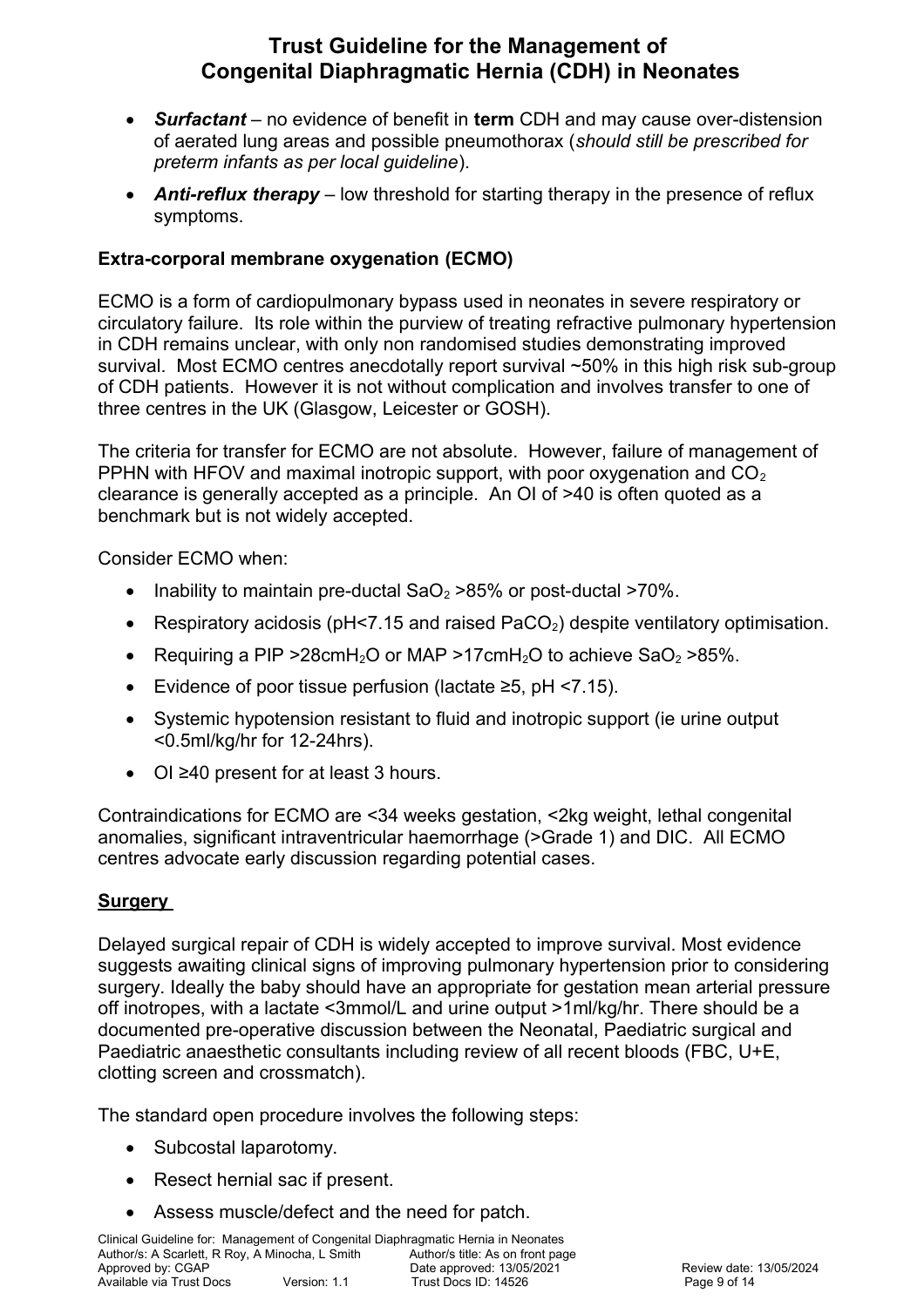- ***Surfactant*** – no evidence of benefit in **term** CDH and may cause over-distension of aerated lung areas and possible pneumothorax (*should still be prescribed for preterm infants as per local guideline*).
- ***Anti-reflux therapy*** – low threshold for starting therapy in the presence of reflux symptoms.

### Extra-corporal membrane oxygenation (ECMO)

ECMO is a form of cardiopulmonary bypass used in neonates in severe respiratory or circulatory failure. Its role within the purview of treating refractive pulmonary hypertension in CDH remains unclear, with only non randomised studies demonstrating improved survival. Most ECMO centres anecdotally report survival ~50% in this high risk sub-group of CDH patients. However it is not without complication and involves transfer to one of three centres in the UK (Glasgow, Leicester or GOSH).

The criteria for transfer for ECMO are not absolute. However, failure of management of PPHN with HFOV and maximal inotropic support, with poor oxygenation and $CO_2$ clearance is generally accepted as a principle. An OI of >40 is often quoted as a benchmark but is not widely accepted.

Consider ECMO when:

- Inability to maintain pre-ductal $SaO_2$ >85% or post-ductal >70%.
- Respiratory acidosis (pH<7.15 and raised $PaCO_2$) despite ventilatory optimisation.
- Requiring a PIP >28cm$H_2O$ or MAP >17cm$H_2O$ to achieve $SaO_2$ >85%.
- Evidence of poor tissue perfusion (lactate ≥5, pH <7.15).
- Systemic hypotension resistant to fluid and inotropic support (ie urine output <0.5ml/kg/hr for 12-24hrs).
- OI ≥40 present for at least 3 hours.

Contraindications for ECMO are <34 weeks gestation, <2kg weight, lethal congenital anomalies, significant intraventricular haemorrhage (>Grade 1) and DIC. All ECMO centres advocate early discussion regarding potential cases.

### Surgery

Delayed surgical repair of CDH is widely accepted to improve survival. Most evidence suggests awaiting clinical signs of improving pulmonary hypertension prior to considering surgery. Ideally the baby should have an appropriate for gestation mean arterial pressure off inotropes, with a lactate <3mmol/L and urine output >1ml/kg/hr. There should be a documented pre-operative discussion between the Neonatal, Paediatric surgical and Paediatric anaesthetic consultants including review of all recent bloods (FBC, U+E, clotting screen and crossmatch).

The standard open procedure involves the following steps:

- Subcostal laparotomy.
- Resect hernial sac if present.
- Assess muscle/defect and the need for patch.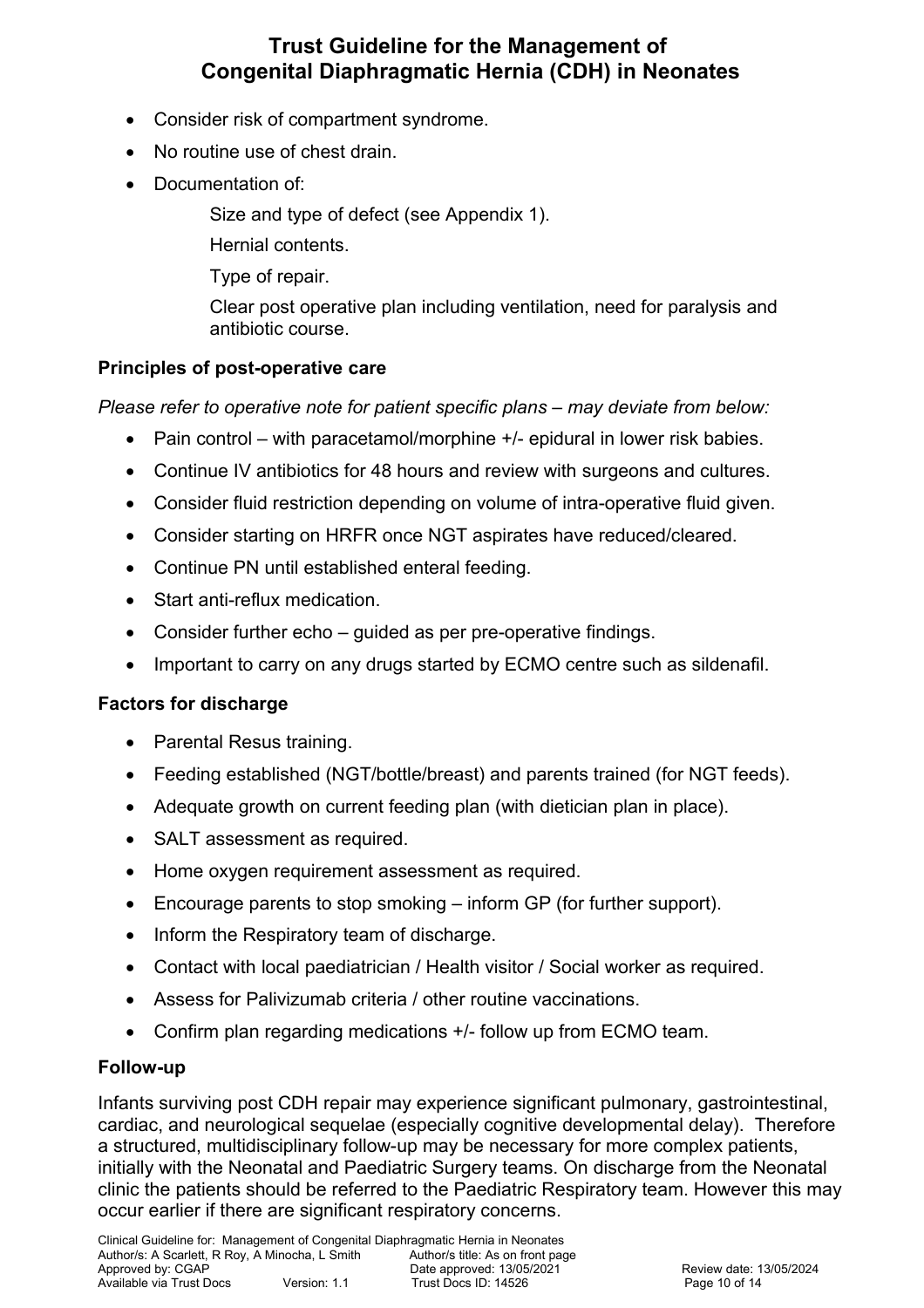- Consider risk of compartment syndrome.
- No routine use of chest drain.
- Documentation of:
  - Size and type of defect (see Appendix 1).
  - Hernial contents.
  - Type of repair.
  - Clear post operative plan including ventilation, need for paralysis and antibiotic course.

### Principles of post-operative care

*Please refer to operative note for patient specific plans – may deviate from below:*

- Pain control – with paracetamol/morphine +/- epidural in lower risk babies.
- Continue IV antibiotics for 48 hours and review with surgeons and cultures.
- Consider fluid restriction depending on volume of intra-operative fluid given.
- Consider starting on HRFR once NGT aspirates have reduced/cleared.
- Continue PN until established enteral feeding.
- Start anti-reflux medication.
- Consider further echo – guided as per pre-operative findings.
- Important to carry on any drugs started by ECMO centre such as sildenafil.

### Factors for discharge

- Parental Resus training.
- Feeding established (NGT/bottle/breast) and parents trained (for NGT feeds).
- Adequate growth on current feeding plan (with dietician plan in place).
- SALT assessment as required.
- Home oxygen requirement assessment as required.
- Encourage parents to stop smoking – inform GP (for further support).
- Inform the Respiratory team of discharge.
- Contact with local paediatrician / Health visitor / Social worker as required.
- Assess for Palivizumab criteria / other routine vaccinations.
- Confirm plan regarding medications +/- follow up from ECMO team.

### Follow-up

Infants surviving post CDH repair may experience significant pulmonary, gastrointestinal, cardiac, and neurological sequelae (especially cognitive developmental delay). Therefore a structured, multidisciplinary follow-up may be necessary for more complex patients, initially with the Neonatal and Paediatric Surgery teams. On discharge from the Neonatal clinic the patients should be referred to the Paediatric Respiratory team. However this may occur earlier if there are significant respiratory concerns.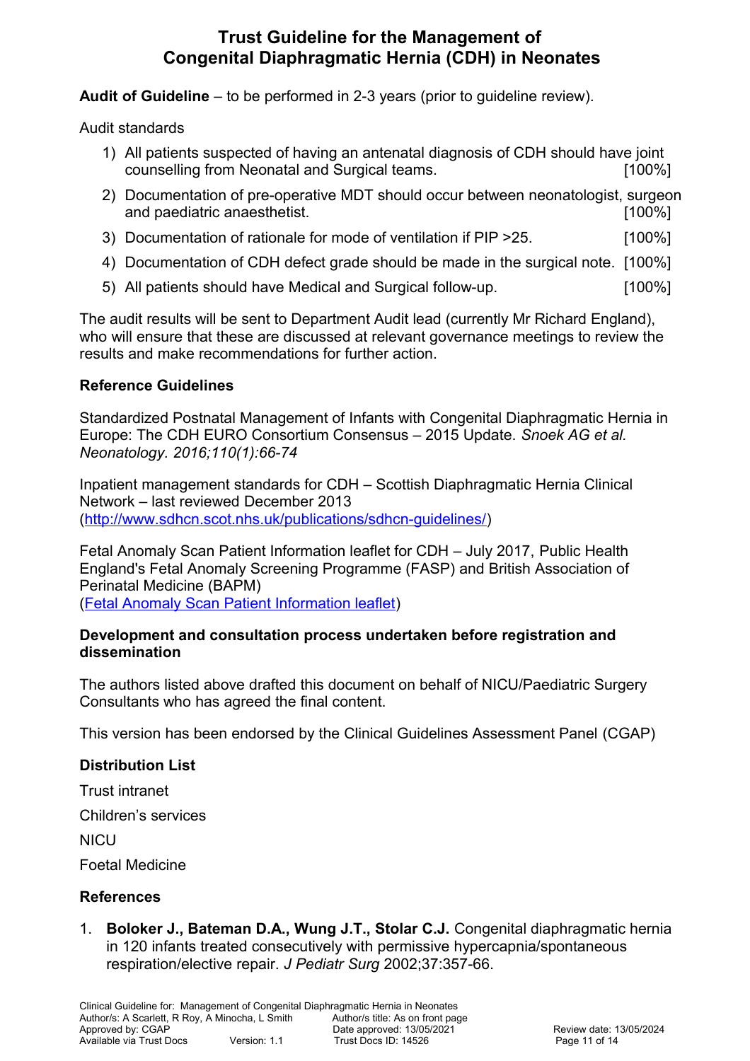**Audit of Guideline** – to be performed in 2-3 years (prior to guideline review).

Audit standards

1) All patients suspected of having an antenatal diagnosis of CDH should have joint counselling from Neonatal and Surgical teams. [100%]
2) Documentation of pre-operative MDT should occur between neonatologist, surgeon and paediatric anaesthetist. [100%]
3) Documentation of rationale for mode of ventilation if PIP >25. [100%]
4) Documentation of CDH defect grade should be made in the surgical note. [100%]
5) All patients should have Medical and Surgical follow-up. [100%]

The audit results will be sent to Department Audit lead (currently Mr Richard England), who will ensure that these are discussed at relevant governance meetings to review the results and make recommendations for further action.

### Reference Guidelines

Standardized Postnatal Management of Infants with Congenital Diaphragmatic Hernia in Europe: The CDH EURO Consortium Consensus – 2015 Update. *Snoek AG et al. Neonatology. 2016;110(1):66-74*

Inpatient management standards for CDH – Scottish Diaphragmatic Hernia Clinical Network – last reviewed December 2013 (http://www.sdhcn.scot.nhs.uk/publications/sdhcn-guidelines/)

Fetal Anomaly Scan Patient Information leaflet for CDH – July 2017, Public Health England's Fetal Anomaly Screening Programme (FASP) and British Association of Perinatal Medicine (BAPM) (Fetal Anomaly Scan Patient Information leaflet)

### Development and consultation process undertaken before registration and dissemination

The authors listed above drafted this document on behalf of NICU/Paediatric Surgery Consultants who has agreed the final content.

This version has been endorsed by the Clinical Guidelines Assessment Panel (CGAP)

### Distribution List

Trust intranet

Children's services

NICU

Foetal Medicine

### References

1. **Boloker J., Bateman D.A., Wung J.T., Stolar C.J.** Congenital diaphragmatic hernia in 120 infants treated consecutively with permissive hypercapnia/spontaneous respiration/elective repair. *J Pediatr Surg* 2002;37:357-66.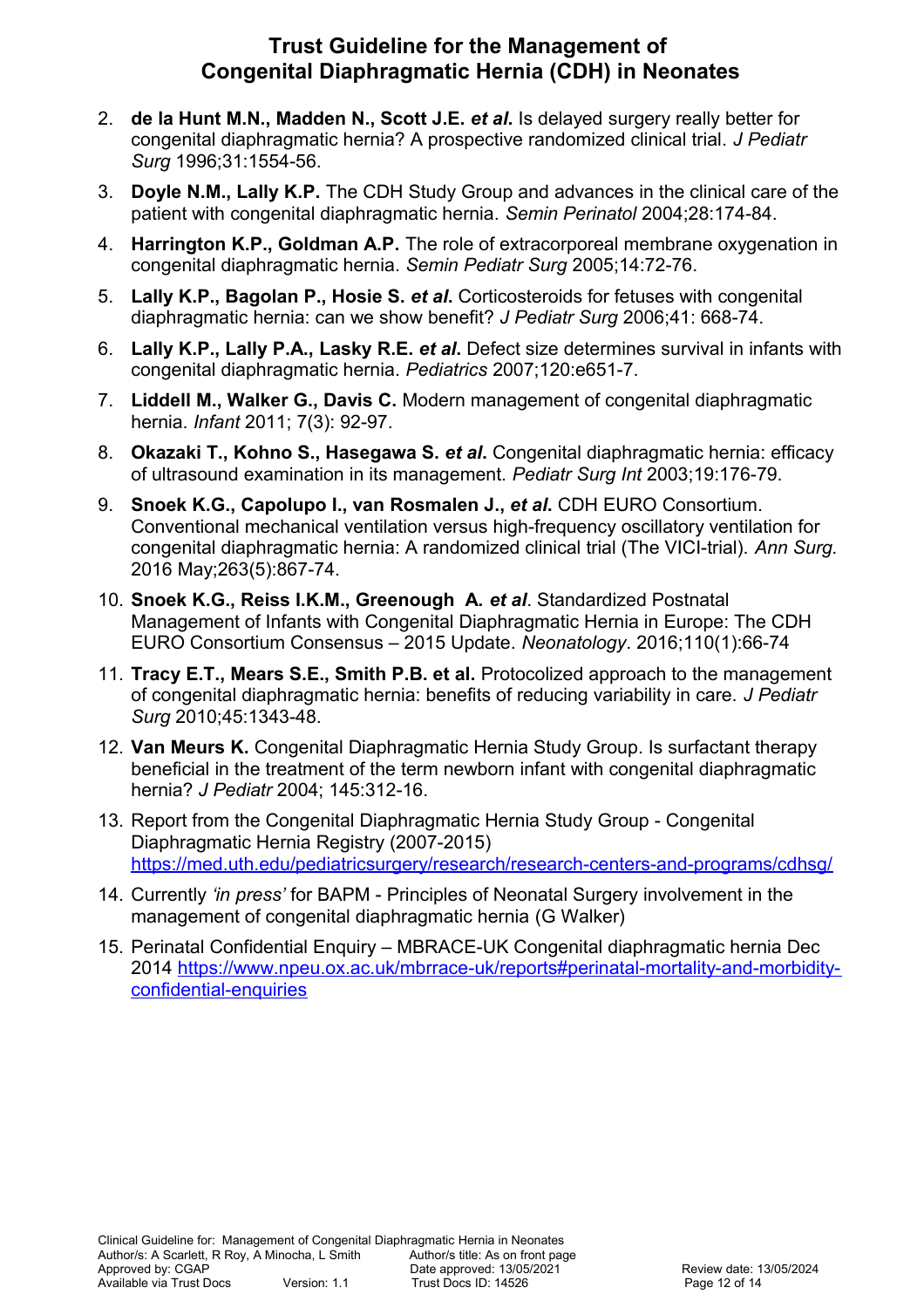2. **de la Hunt M.N., Madden N., Scott J.E. *et al*.** Is delayed surgery really better for congenital diaphragmatic hernia? A prospective randomized clinical trial. *J Pediatr Surg* 1996;31:1554-56.
3. **Doyle N.M., Lally K.P.** The CDH Study Group and advances in the clinical care of the patient with congenital diaphragmatic hernia. *Semin Perinatol* 2004;28:174-84.
4. **Harrington K.P., Goldman A.P.** The role of extracorporeal membrane oxygenation in congenital diaphragmatic hernia. *Semin Pediatr Surg* 2005;14:72-76.
5. **Lally K.P., Bagolan P., Hosie S. *et al*.** Corticosteroids for fetuses with congenital diaphragmatic hernia: can we show benefit? *J Pediatr Surg* 2006;41: 668-74.
6. **Lally K.P., Lally P.A., Lasky R.E. *et al*.** Defect size determines survival in infants with congenital diaphragmatic hernia. *Pediatrics* 2007;120:e651-7.
7. **Liddell M., Walker G., Davis C.** Modern management of congenital diaphragmatic hernia. *Infant* 2011; 7(3): 92-97.
8. **Okazaki T., Kohno S., Hasegawa S. *et al*.** Congenital diaphragmatic hernia: efficacy of ultrasound examination in its management. *Pediatr Surg Int* 2003;19:176-79.
9. **Snoek K.G., Capolupo I., van Rosmalen J., *et al*.** CDH EURO Consortium. Conventional mechanical ventilation versus high-frequency oscillatory ventilation for congenital diaphragmatic hernia: A randomized clinical trial (The VICI-trial). *Ann Surg.* 2016 May;263(5):867-74.
10. **Snoek K.G., Reiss I.K.M., Greenough A. *et al*.** Standardized Postnatal Management of Infants with Congenital Diaphragmatic Hernia in Europe: The CDH EURO Consortium Consensus – 2015 Update. *Neonatology*. 2016;110(1):66-74
11. **Tracy E.T., Mears S.E., Smith P.B. et al.** Protocolized approach to the management of congenital diaphragmatic hernia: benefits of reducing variability in care. *J Pediatr Surg* 2010;45:1343-48.
12. **Van Meurs K.** Congenital Diaphragmatic Hernia Study Group. Is surfactant therapy beneficial in the treatment of the term newborn infant with congenital diaphragmatic hernia? *J Pediatr* 2004; 145:312-16.
13. Report from the Congenital Diaphragmatic Hernia Study Group - Congenital Diaphragmatic Hernia Registry (2007-2015) https://med.uth.edu/pediatricsurgery/research/research-centers-and-programs/cdhsg/
14. Currently *'in press'* for BAPM - Principles of Neonatal Surgery involvement in the management of congenital diaphragmatic hernia (G Walker)
15. Perinatal Confidential Enquiry – MBRACE-UK Congenital diaphragmatic hernia Dec 2014 https://www.npeu.ox.ac.uk/mbrrace-uk/reports#perinatal-mortality-and-morbidity-confidential-enquiries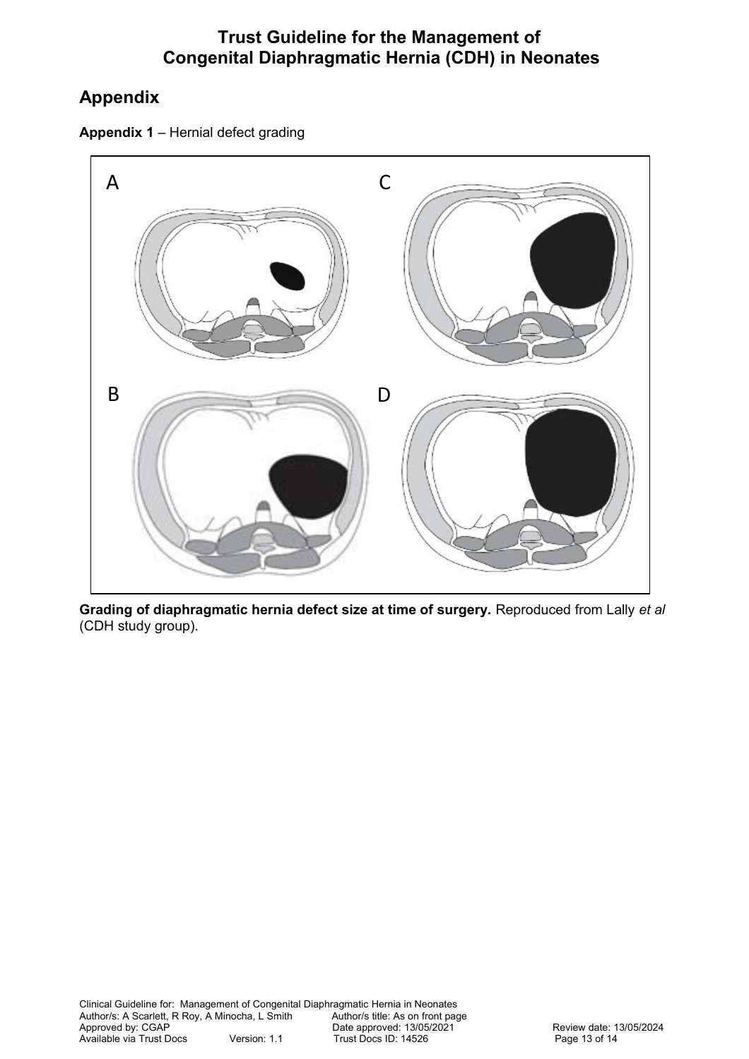## Appendix

**Appendix 1** – Hernial defect grading

A

C

B

D

**Grading of diaphragmatic hernia defect size at time of surgery.** Reproduced from Lally *et al* (CDH study group).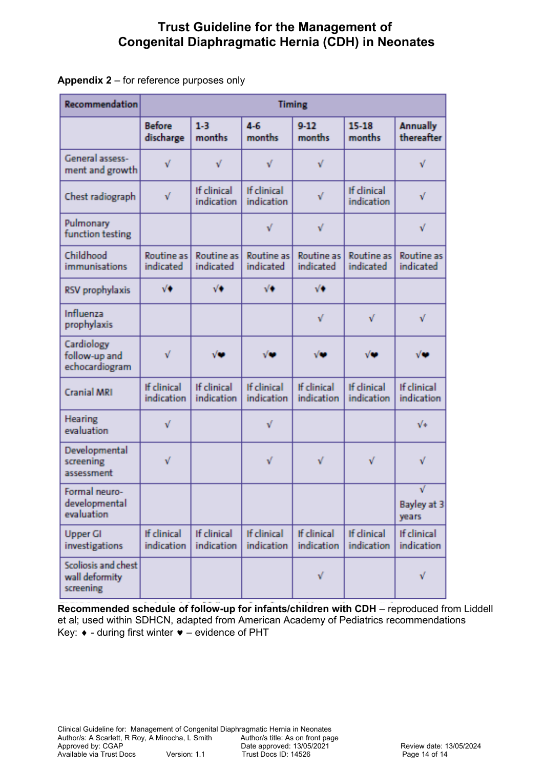**Appendix 2** – for reference purposes only

| Recommendation | Timing | | | | | |
|---|---|---|---|---|---|---|
| | Before discharge | 1-3 months | 4-6 months | 9-12 months | 15-18 months | Annually thereafter |
| General assess-ment and growth | √ | √ | √ | √ | | √ |
| Chest radiograph | √ | If clinical indication | If clinical indication | √ | If clinical indication | √ |
| Pulmonary function testing | | | √ | √ | | √ |
| Childhood immunisations | Routine as indicated | Routine as indicated | Routine as indicated | Routine as indicated | Routine as indicated | Routine as indicated |
| RSV prophylaxis | √♦ | √♦ | √♦ | √♦ | | |
| Influenza prophylaxis | | | | √ | √ | √ |
| Cardiology follow-up and echocardiogram | √ | √♥ | √♥ | √♥ | √♥ | √♥ |
| Cranial MRI | If clinical indication | If clinical indication | If clinical indication | If clinical indication | If clinical indication | If clinical indication |
| Hearing evaluation | √ | | √ | | | √* |
| Developmental screening assessment | √ | | √ | √ | √ | √ |
| Formal neuro-developmental evaluation | | | | | | √ Bayley at 3 years |
| Upper GI investigations | If clinical indication | If clinical indication | If clinical indication | If clinical indication | If clinical indication | If clinical indication |
| Scoliosis and chest wall deformity screening | | | | √ | | √ |

**Recommended schedule of follow-up for infants/children with CDH** – reproduced from Liddell et al; used within SDHCN, adapted from American Academy of Pediatrics recommendations

Key: ♦ - during first winter ♥ – evidence of PHT